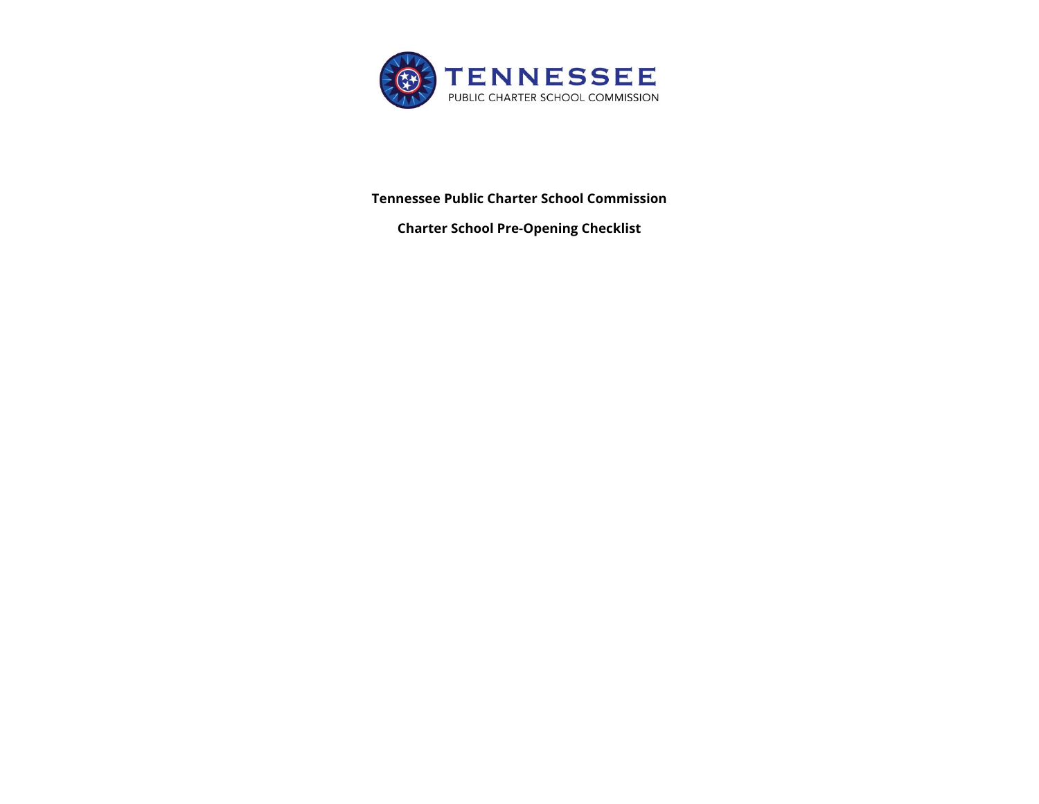TENNESSEE
PUBLIC CHARTER SCHOOL COMMISSION

**Tennessee Public Charter School Commission**

**Charter School Pre-Opening Checklist**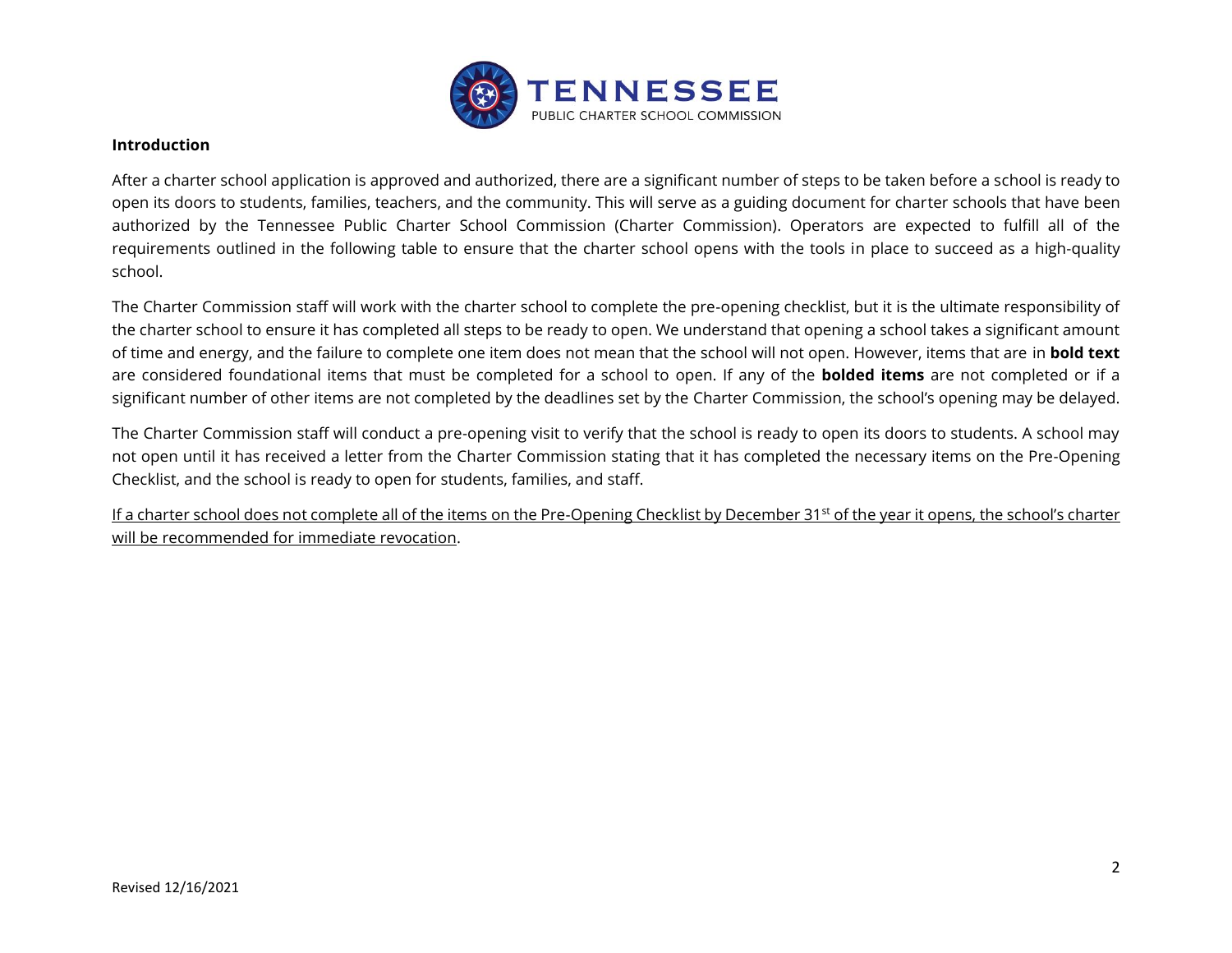## Introduction

After a charter school application is approved and authorized, there are a significant number of steps to be taken before a school is ready to open its doors to students, families, teachers, and the community. This will serve as a guiding document for charter schools that have been authorized by the Tennessee Public Charter School Commission (Charter Commission). Operators are expected to fulfill all of the requirements outlined in the following table to ensure that the charter school opens with the tools in place to succeed as a high-quality school.

The Charter Commission staff will work with the charter school to complete the pre-opening checklist, but it is the ultimate responsibility of the charter school to ensure it has completed all steps to be ready to open. We understand that opening a school takes a significant amount of time and energy, and the failure to complete one item does not mean that the school will not open. However, items that are in **bold text** are considered foundational items that must be completed for a school to open. If any of the **bolded items** are not completed or if a significant number of other items are not completed by the deadlines set by the Charter Commission, the school's opening may be delayed.

The Charter Commission staff will conduct a pre-opening visit to verify that the school is ready to open its doors to students. A school may not open until it has received a letter from the Charter Commission stating that it has completed the necessary items on the Pre-Opening Checklist, and the school is ready to open for students, families, and staff.

<u>If a charter school does not complete all of the items on the Pre-Opening Checklist by December 31st of the year it opens, the school's charter will be recommended for immediate revocation</u>.

Revised 12/16/2021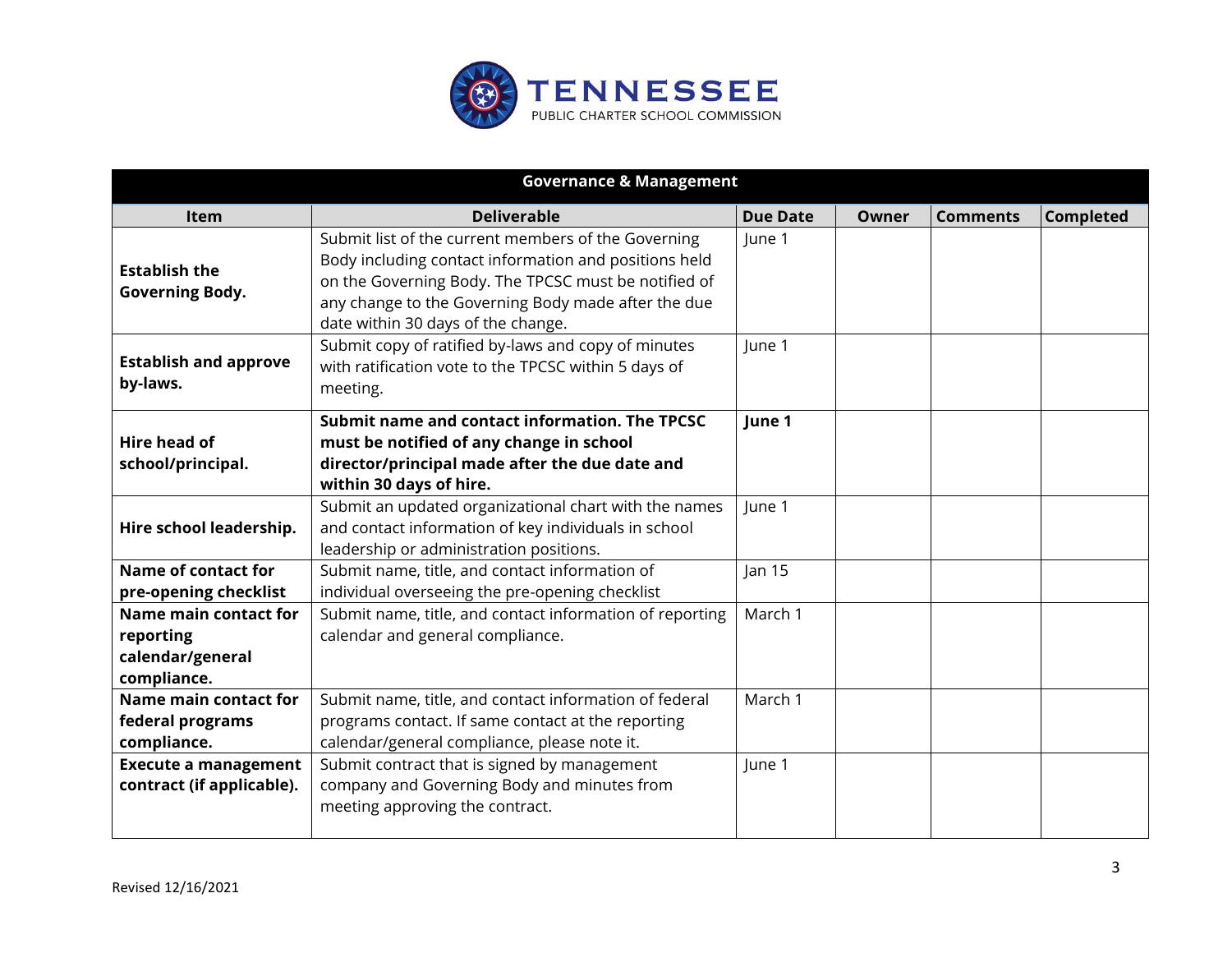| Governance & Management | | | | | |
|---|---|---|---|---|---|
| **Item** | **Deliverable** | **Due Date** | **Owner** | **Comments** | **Completed** |
| **Establish the Governing Body.** | Submit list of the current members of the Governing Body including contact information and positions held on the Governing Body. The TPCSC must be notified of any change to the Governing Body made after the due date within 30 days of the change. | June 1 | | | |
| **Establish and approve by-laws.** | Submit copy of ratified by-laws and copy of minutes with ratification vote to the TPCSC within 5 days of meeting. | June 1 | | | |
| **Hire head of school/principal.** | **Submit name and contact information. The TPCSC must be notified of any change in school director/principal made after the due date and within 30 days of hire.** | **June 1** | | | |
| **Hire school leadership.** | Submit an updated organizational chart with the names and contact information of key individuals in school leadership or administration positions. | June 1 | | | |
| **Name of contact for pre-opening checklist** | Submit name, title, and contact information of individual overseeing the pre-opening checklist | Jan 15 | | | |
| **Name main contact for reporting calendar/general compliance.** | Submit name, title, and contact information of reporting calendar and general compliance. | March 1 | | | |
| **Name main contact for federal programs compliance.** | Submit name, title, and contact information of federal programs contact. If same contact at the reporting calendar/general compliance, please note it. | March 1 | | | |
| **Execute a management contract (if applicable).** | Submit contract that is signed by management company and Governing Body and minutes from meeting approving the contract. | June 1 | | | |

Revised 12/16/2021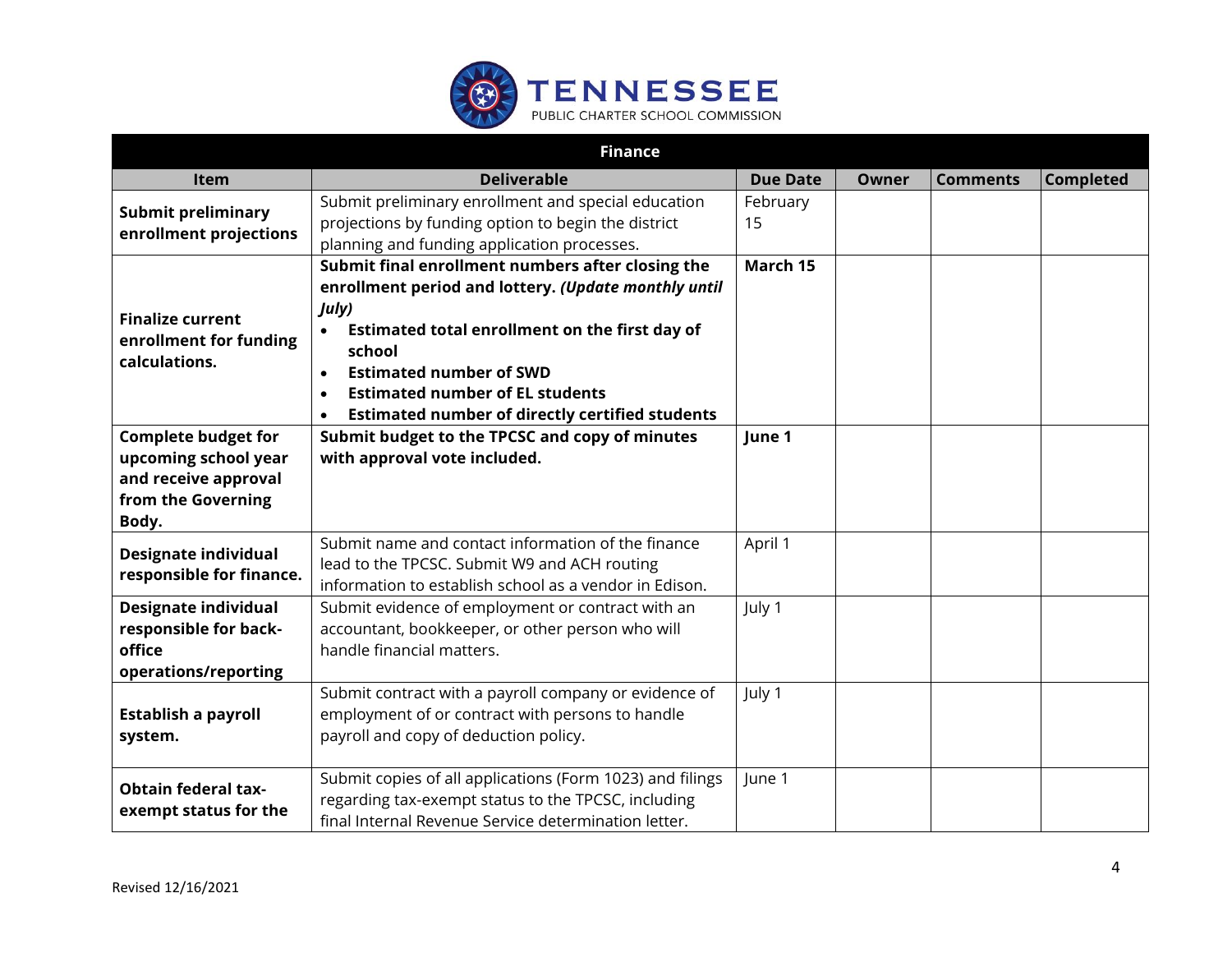| Finance | | | | | |
|---|---|---|---|---|---|
| **Item** | **Deliverable** | **Due Date** | **Owner** | **Comments** | **Completed** |
| **Submit preliminary enrollment projections** | Submit preliminary enrollment and special education projections by funding option to begin the district planning and funding application processes. | February 15 | | | |
| **Finalize current enrollment for funding calculations.** | **Submit final enrollment numbers after closing the enrollment period and lottery. *(Update monthly until July)*** <br>• **Estimated total enrollment on the first day of school** <br>• **Estimated number of SWD** <br>• **Estimated number of EL students** <br>• **Estimated number of directly certified students** | **March 15** | | | |
| **Complete budget for upcoming school year and receive approval from the Governing Body.** | **Submit budget to the TPCSC and copy of minutes with approval vote included.** | **June 1** | | | |
| **Designate individual responsible for finance.** | Submit name and contact information of the finance lead to the TPCSC. Submit W9 and ACH routing information to establish school as a vendor in Edison. | April 1 | | | |
| **Designate individual responsible for back-office operations/reporting** | Submit evidence of employment or contract with an accountant, bookkeeper, or other person who will handle financial matters. | July 1 | | | |
| **Establish a payroll system.** | Submit contract with a payroll company or evidence of employment of or contract with persons to handle payroll and copy of deduction policy. | July 1 | | | |
| **Obtain federal tax-exempt status for the** | Submit copies of all applications (Form 1023) and filings regarding tax-exempt status to the TPCSC, including final Internal Revenue Service determination letter. | June 1 | | | |

Revised 12/16/2021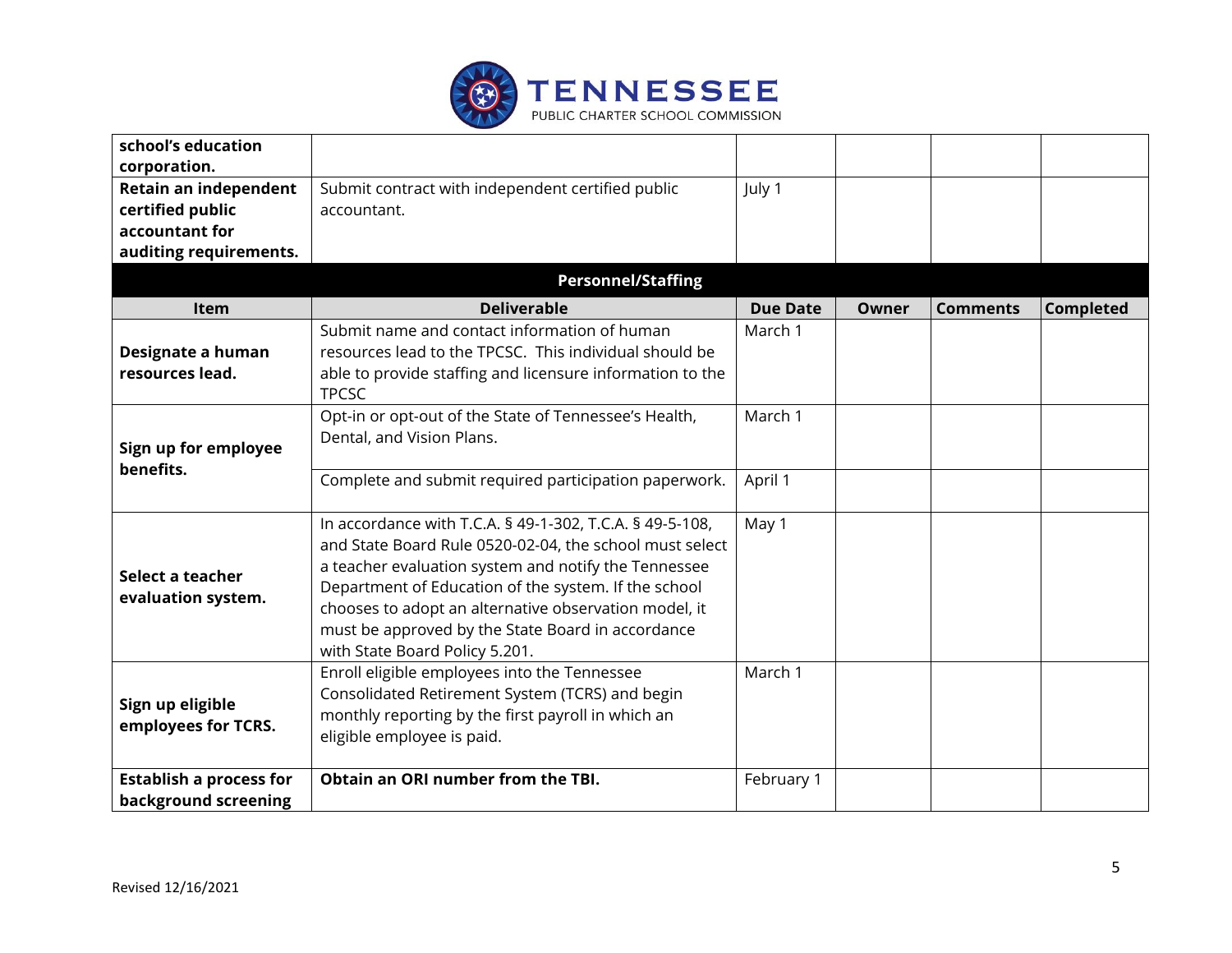| | | | | | |
|---|---|---|---|---|---|
| **school's education corporation.** | | | | | |
| **Retain an independent certified public accountant for auditing requirements.** | Submit contract with independent certified public accountant. | July 1 | | | |
| **Personnel/Staffing** | | | | | |
| **Item** | **Deliverable** | **Due Date** | **Owner** | **Comments** | **Completed** |
| **Designate a human resources lead.** | Submit name and contact information of human resources lead to the TPCSC. This individual should be able to provide staffing and licensure information to the TPCSC | March 1 | | | |
| **Sign up for employee benefits.** | Opt-in or opt-out of the State of Tennessee's Health, Dental, and Vision Plans. | March 1 | | | |
| | Complete and submit required participation paperwork. | April 1 | | | |
| **Select a teacher evaluation system.** | In accordance with T.C.A. § 49-1-302, T.C.A. § 49-5-108, and State Board Rule 0520-02-04, the school must select a teacher evaluation system and notify the Tennessee Department of Education of the system. If the school chooses to adopt an alternative observation model, it must be approved by the State Board in accordance with State Board Policy 5.201. | May 1 | | | |
| **Sign up eligible employees for TCRS.** | Enroll eligible employees into the Tennessee Consolidated Retirement System (TCRS) and begin monthly reporting by the first payroll in which an eligible employee is paid. | March 1 | | | |
| **Establish a process for background screening** | **Obtain an ORI number from the TBI.** | February 1 | | | |

Revised 12/16/2021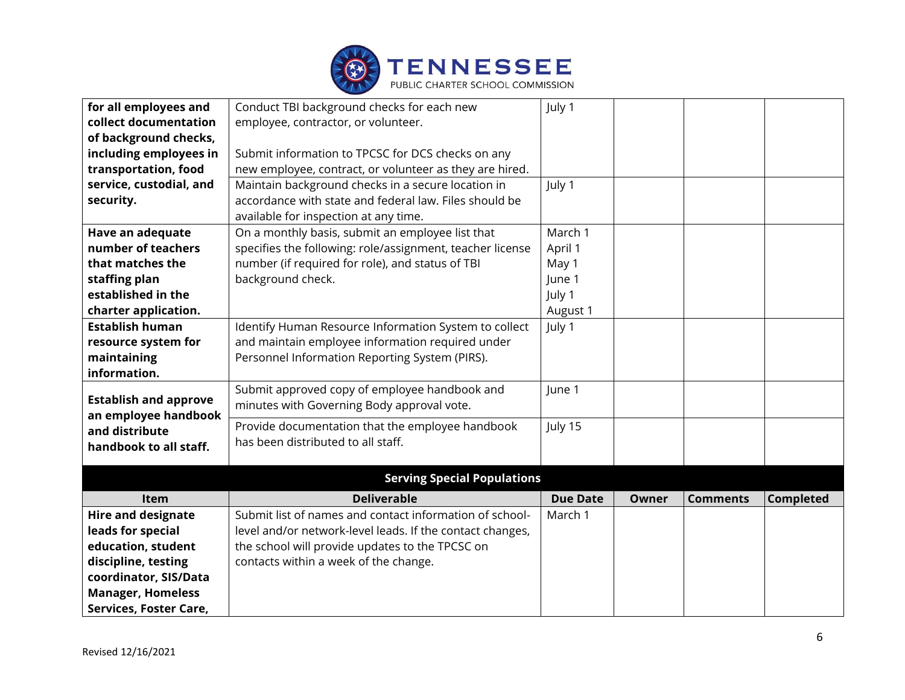| Item | Deliverable | Due Date | Owner | Comments | Completed |
|---|---|---|---|---|---|
| **for all employees and collect documentation of background checks, including employees in transportation, food service, custodial, and security.** | Conduct TBI background checks for each new employee, contractor, or volunteer.<br><br>Submit information to TPCSC for DCS checks on any new employee, contract, or volunteer as they are hired. | July 1 | | | |
| | Maintain background checks in a secure location in accordance with state and federal law. Files should be available for inspection at any time. | July 1 | | | |
| **Have an adequate number of teachers that matches the staffing plan established in the charter application.** | On a monthly basis, submit an employee list that specifies the following: role/assignment, teacher license number (if required for role), and status of TBI background check. | March 1<br>April 1<br>May 1<br>June 1<br>July 1<br>August 1 | | | |
| **Establish human resource system for maintaining information.** | Identify Human Resource Information System to collect and maintain employee information required under Personnel Information Reporting System (PIRS). | July 1 | | | |
| **Establish and approve an employee handbook and distribute handbook to all staff.** | Submit approved copy of employee handbook and minutes with Governing Body approval vote. | June 1 | | | |
| | Provide documentation that the employee handbook has been distributed to all staff. | July 15 | | | |

## Serving Special Populations

| Item | Deliverable | Due Date | Owner | Comments | Completed |
|---|---|---|---|---|---|
| **Hire and designate leads for special education, student discipline, testing coordinator, SIS/Data Manager, Homeless Services, Foster Care,** | Submit list of names and contact information of school-level and/or network-level leads. If the contact changes, the school will provide updates to the TPCSC on contacts within a week of the change. | March 1 | | | |

Revised 12/16/2021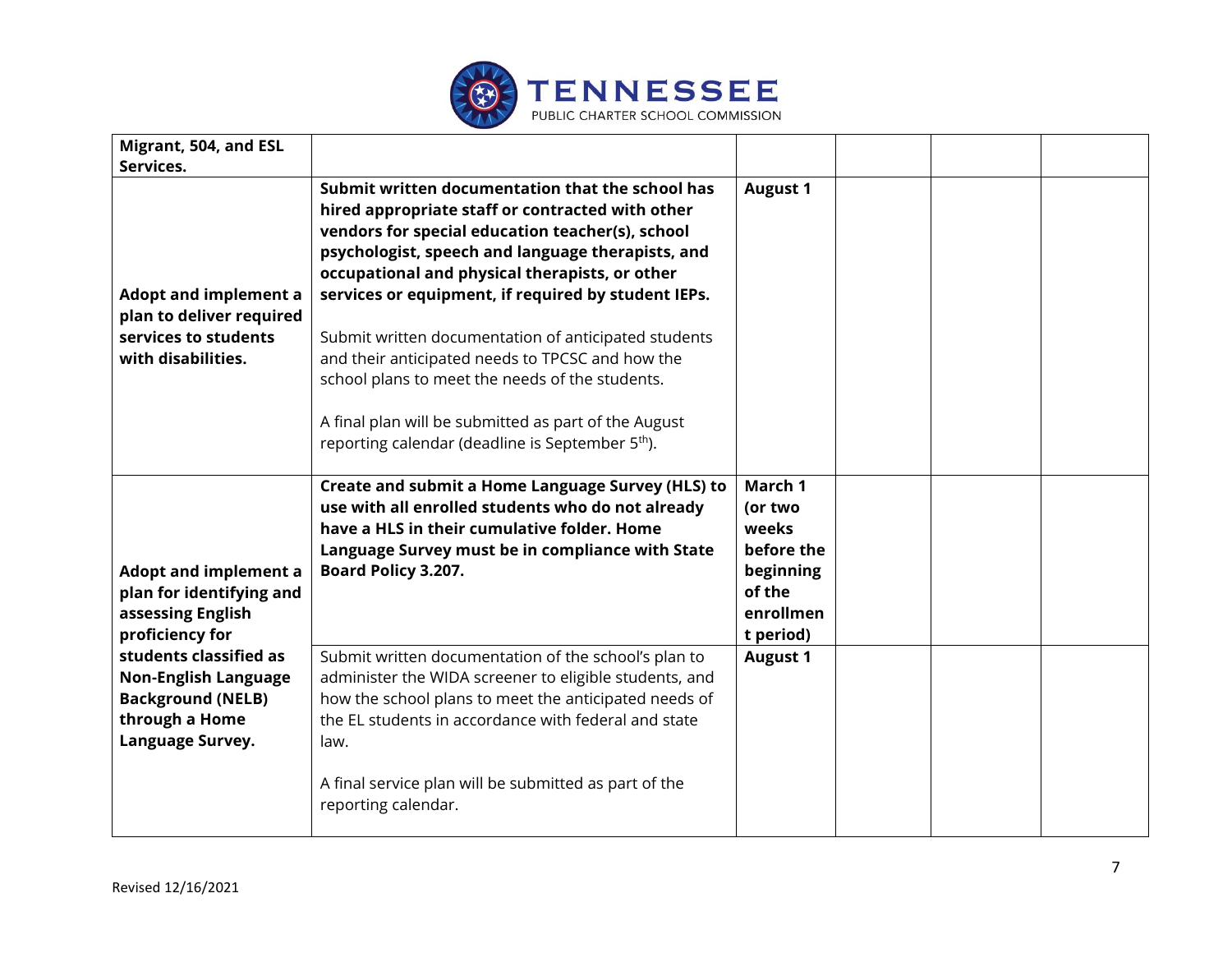| **Migrant, 504, and ESL Services.** | | | | | |
|---|---|---|---|---|---|
| **Adopt and implement a plan to deliver required services to students with disabilities.** | **Submit written documentation that the school has hired appropriate staff or contracted with other vendors for special education teacher(s), school psychologist, speech and language therapists, and occupational and physical therapists, or other services or equipment, if required by student IEPs.**<br><br>Submit written documentation of anticipated students and their anticipated needs to TPCSC and how the school plans to meet the needs of the students.<br><br>A final plan will be submitted as part of the August reporting calendar (deadline is September 5th). | **August 1** | | | |
| **Adopt and implement a plan for identifying and assessing English proficiency for students classified as Non-English Language Background (NELB) through a Home Language Survey.** | **Create and submit a Home Language Survey (HLS) to use with all enrolled students who do not already have a HLS in their cumulative folder. Home Language Survey must be in compliance with State Board Policy 3.207.** | **March 1 (or two weeks before the beginning of the enrollment period)** | | | |
| | Submit written documentation of the school's plan to administer the WIDA screener to eligible students, and how the school plans to meet the anticipated needs of the EL students in accordance with federal and state law.<br><br>A final service plan will be submitted as part of the reporting calendar. | **August 1** | | | |

Revised 12/16/2021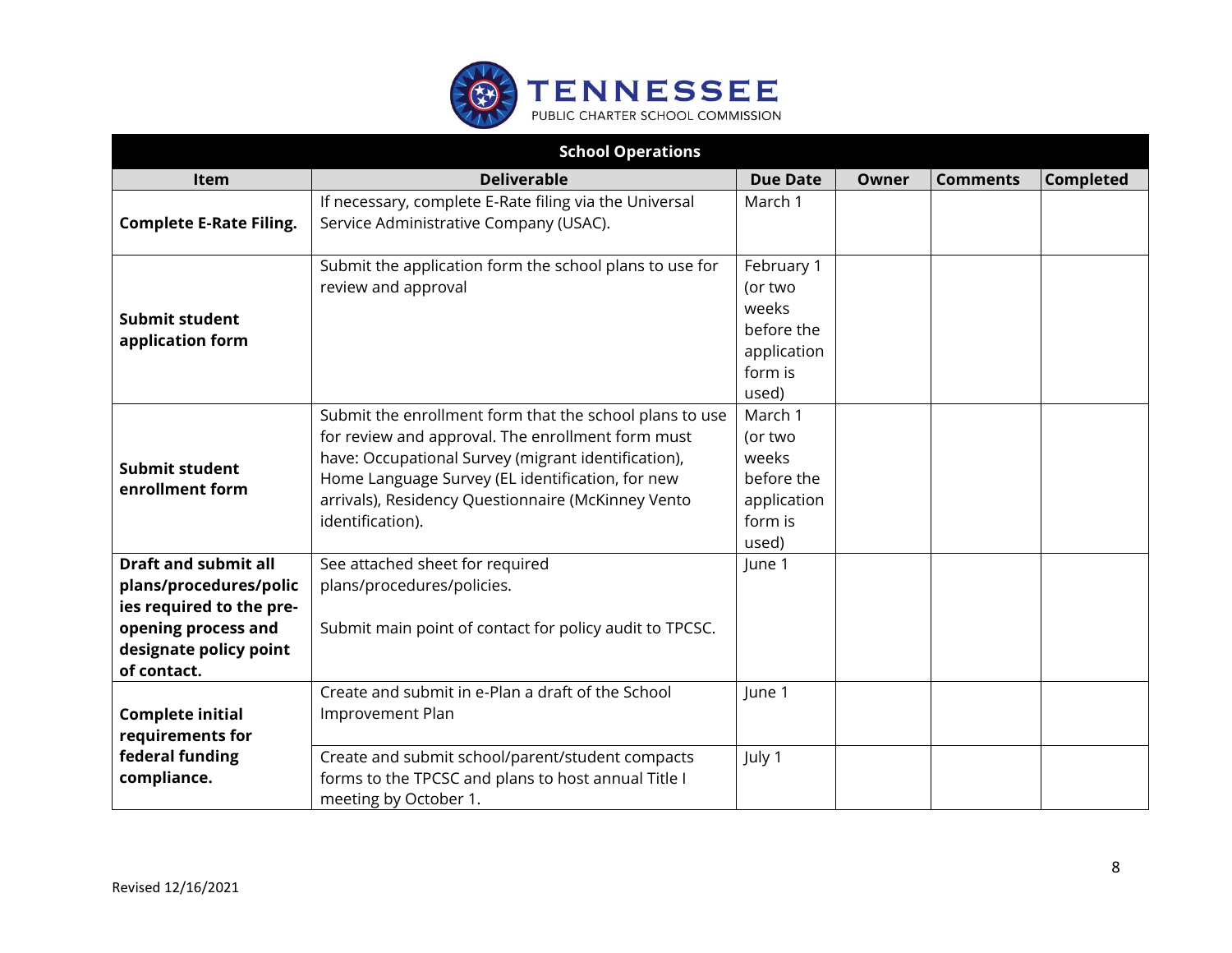| School Operations | | | | | |
|---|---|---|---|---|---|
| **Item** | **Deliverable** | **Due Date** | **Owner** | **Comments** | **Completed** |
| **Complete E-Rate Filing.** | If necessary, complete E-Rate filing via the Universal Service Administrative Company (USAC). | March 1 | | | |
| **Submit student application form** | Submit the application form the school plans to use for review and approval | February 1 (or two weeks before the application form is used) | | | |
| **Submit student enrollment form** | Submit the enrollment form that the school plans to use for review and approval. The enrollment form must have: Occupational Survey (migrant identification), Home Language Survey (EL identification, for new arrivals), Residency Questionnaire (McKinney Vento identification). | March 1 (or two weeks before the application form is used) | | | |
| **Draft and submit all plans/procedures/policies required to the pre-opening process and designate policy point of contact.** | See attached sheet for required plans/procedures/policies.<br><br>Submit main point of contact for policy audit to TPCSC. | June 1 | | | |
| **Complete initial requirements for federal funding compliance.** | Create and submit in e-Plan a draft of the School Improvement Plan | June 1 | | | |
| | Create and submit school/parent/student compacts forms to the TPCSC and plans to host annual Title I meeting by October 1. | July 1 | | | |

Revised 12/16/2021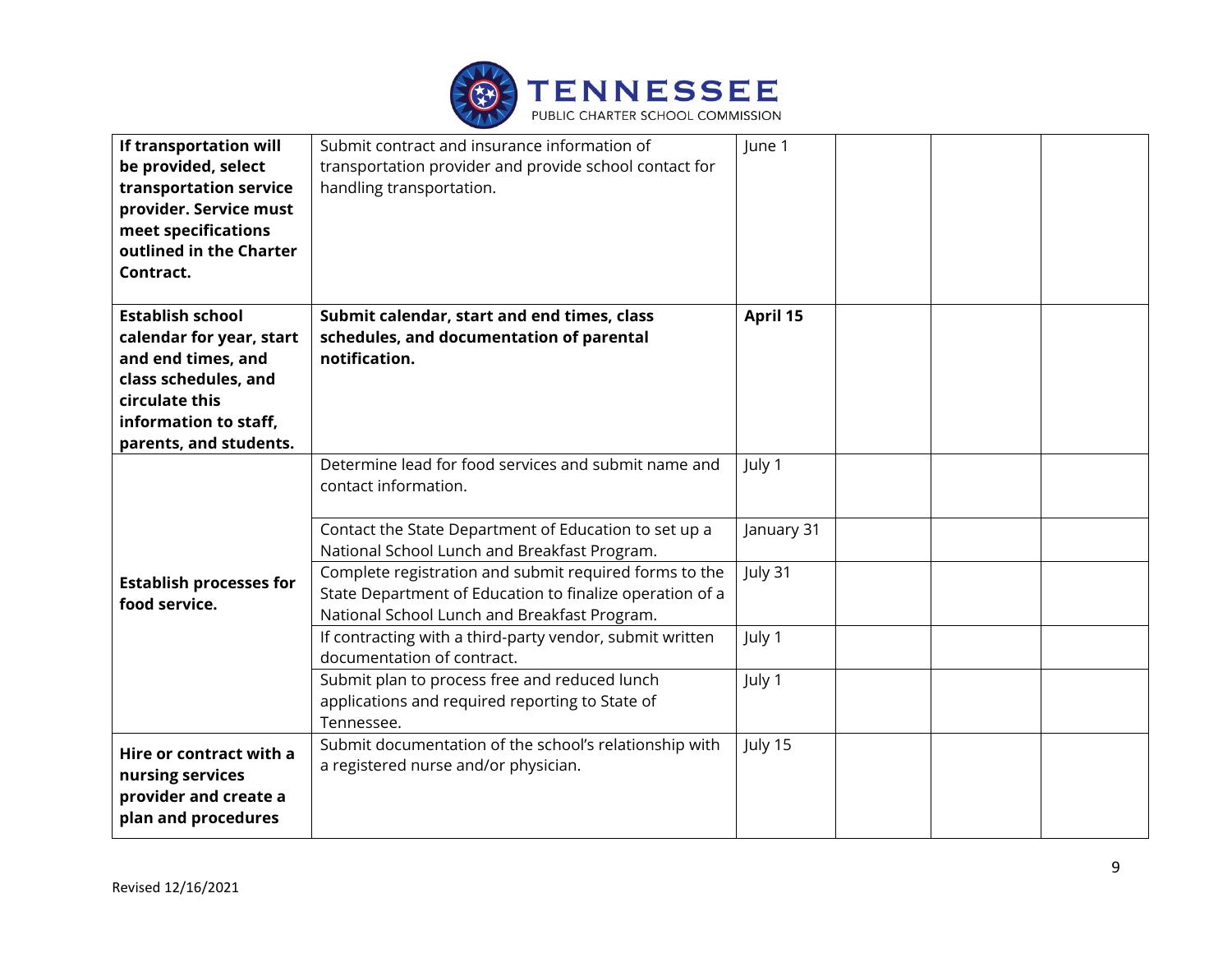| | | | | | |
|---|---|---|---|---|---|
| **If transportation will be provided, select transportation service provider. Service must meet specifications outlined in the Charter Contract.** | Submit contract and insurance information of transportation provider and provide school contact for handling transportation. | June 1 | | | |
| **Establish school calendar for year, start and end times, and class schedules, and circulate this information to staff, parents, and students.** | **Submit calendar, start and end times, class schedules, and documentation of parental notification.** | **April 15** | | | |
| **Establish processes for food service.** | Determine lead for food services and submit name and contact information. | July 1 | | | |
| | Contact the State Department of Education to set up a National School Lunch and Breakfast Program. | January 31 | | | |
| | Complete registration and submit required forms to the State Department of Education to finalize operation of a National School Lunch and Breakfast Program. | July 31 | | | |
| | If contracting with a third-party vendor, submit written documentation of contract. | July 1 | | | |
| | Submit plan to process free and reduced lunch applications and required reporting to State of Tennessee. | July 1 | | | |
| **Hire or contract with a nursing services provider and create a plan and procedures** | Submit documentation of the school's relationship with a registered nurse and/or physician. | July 15 | | | |

Revised 12/16/2021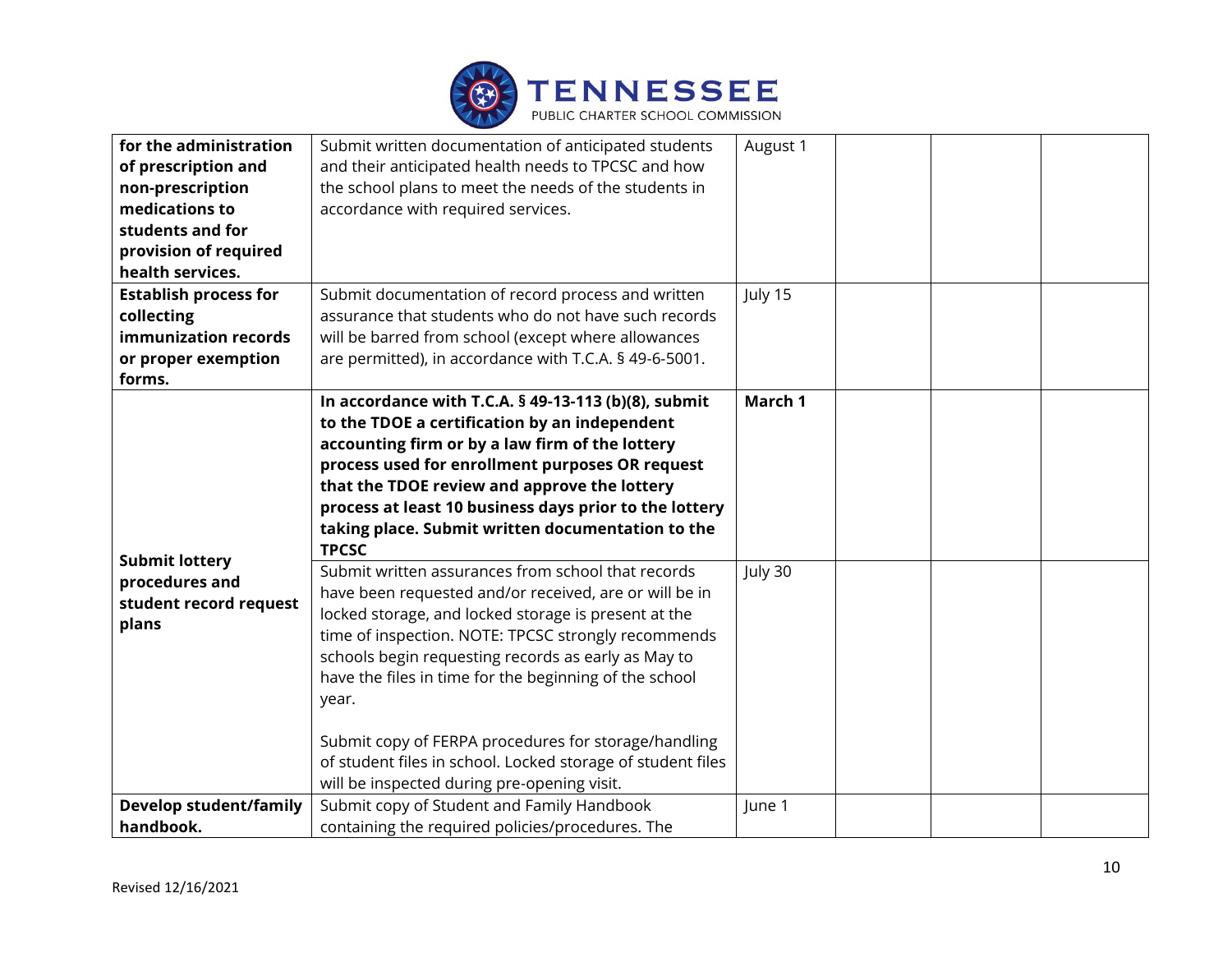| | | | | | |
|---|---|---|---|---|---|
| **for the administration of prescription and non-prescription medications to students and for provision of required health services.** | Submit written documentation of anticipated students and their anticipated health needs to TPCSC and how the school plans to meet the needs of the students in accordance with required services. | August 1 | | | |
| **Establish process for collecting immunization records or proper exemption forms.** | Submit documentation of record process and written assurance that students who do not have such records will be barred from school (except where allowances are permitted), in accordance with T.C.A. § 49-6-5001. | July 15 | | | |
| **Submit lottery procedures and student record request plans** | **In accordance with T.C.A. § 49-13-113 (b)(8), submit to the TDOE a certification by an independent accounting firm or by a law firm of the lottery process used for enrollment purposes OR request that the TDOE review and approve the lottery process at least 10 business days prior to the lottery taking place. Submit written documentation to the TPCSC** | **March 1** | | | |
| | Submit written assurances from school that records have been requested and/or received, are or will be in locked storage, and locked storage is present at the time of inspection. NOTE: TPCSC strongly recommends schools begin requesting records as early as May to have the files in time for the beginning of the school year.<br><br>Submit copy of FERPA procedures for storage/handling of student files in school. Locked storage of student files will be inspected during pre-opening visit. | July 30 | | | |
| **Develop student/family handbook.** | Submit copy of Student and Family Handbook containing the required policies/procedures. The | June 1 | | | |

Revised 12/16/2021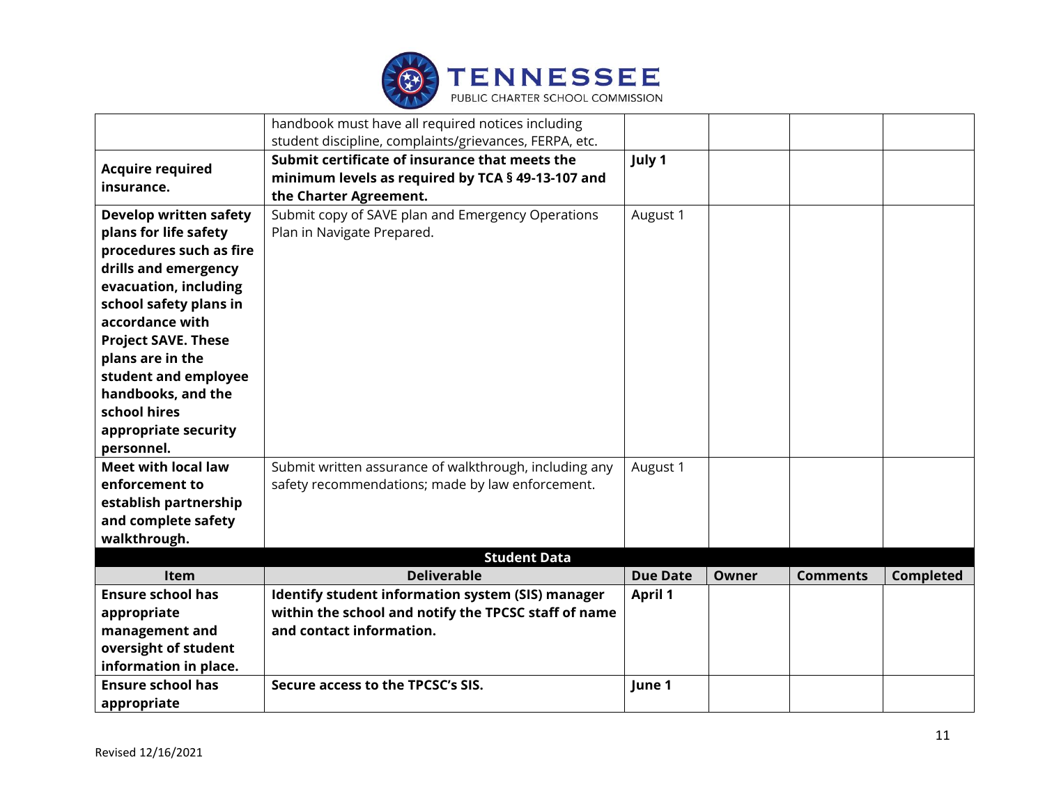| | | | | | |
|---|---|---|---|---|---|
| | handbook must have all required notices including student discipline, complaints/grievances, FERPA, etc. | | | | |
| **Acquire required insurance.** | **Submit certificate of insurance that meets the minimum levels as required by TCA § 49-13-107 and the Charter Agreement.** | **July 1** | | | |
| **Develop written safety plans for life safety procedures such as fire drills and emergency evacuation, including school safety plans in accordance with Project SAVE. These plans are in the student and employee handbooks, and the school hires appropriate security personnel.** | Submit copy of SAVE plan and Emergency Operations Plan in Navigate Prepared. | August 1 | | | |
| **Meet with local law enforcement to establish partnership and complete safety walkthrough.** | Submit written assurance of walkthrough, including any safety recommendations; made by law enforcement. | August 1 | | | |
| | **Student Data** | | | | |
| **Item** | **Deliverable** | **Due Date** | **Owner** | **Comments** | **Completed** |
| **Ensure school has appropriate management and oversight of student information in place.** | **Identify student information system (SIS) manager within the school and notify the TPCSC staff of name and contact information.** | **April 1** | | | |
| **Ensure school has appropriate** | **Secure access to the TPCSC's SIS.** | **June 1** | | | |

Revised 12/16/2021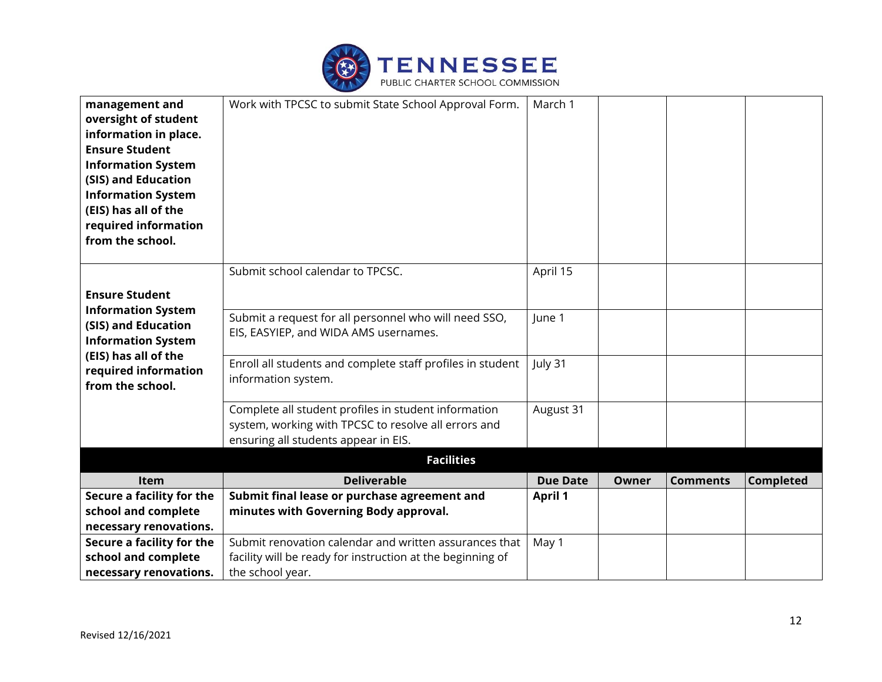| | | | | | |
|---|---|---|---|---|---|
| **management and oversight of student information in place. Ensure Student Information System (SIS) and Education Information System (EIS) has all of the required information from the school.** | Work with TPCSC to submit State School Approval Form. | March 1 | | | |
| **Ensure Student Information System (SIS) and Education Information System (EIS) has all of the required information from the school.** | Submit school calendar to TPCSC. | April 15 | | | |
| | Submit a request for all personnel who will need SSO, EIS, EASYIEP, and WIDA AMS usernames. | June 1 | | | |
| | Enroll all students and complete staff profiles in student information system. | July 31 | | | |
| | Complete all student profiles in student information system, working with TPCSC to resolve all errors and ensuring all students appear in EIS. | August 31 | | | |

**Facilities**

| Item | Deliverable | Due Date | Owner | Comments | Completed |
|---|---|---|---|---|---|
| **Secure a facility for the school and complete necessary renovations.** | **Submit final lease or purchase agreement and minutes with Governing Body approval.** | **April 1** | | | |
| **Secure a facility for the school and complete necessary renovations.** | Submit renovation calendar and written assurances that facility will be ready for instruction at the beginning of the school year. | May 1 | | | |

Revised 12/16/2021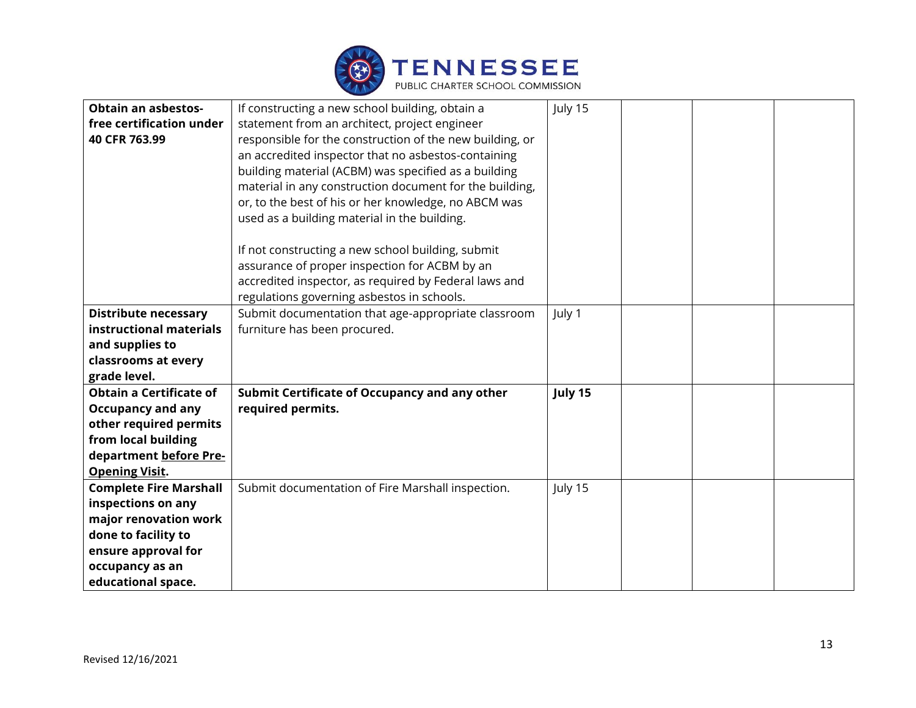| **Obtain an asbestos-free certification under 40 CFR 763.99** | If constructing a new school building, obtain a statement from an architect, project engineer responsible for the construction of the new building, or an accredited inspector that no asbestos-containing building material (ACBM) was specified as a building material in any construction document for the building, or, to the best of his or her knowledge, no ABCM was used as a building material in the building.<br><br>If not constructing a new school building, submit assurance of proper inspection for ACBM by an accredited inspector, as required by Federal laws and regulations governing asbestos in schools. | July 15 | | | |
|---|---|---|---|---|---|
| **Distribute necessary instructional materials and supplies to classrooms at every grade level.** | Submit documentation that age-appropriate classroom furniture has been procured. | July 1 | | | |
| **Obtain a Certificate of Occupancy and any other required permits from local building department <u>before Pre-Opening Visit</u>.** | **Submit Certificate of Occupancy and any other required permits.** | **July 15** | | | |
| **Complete Fire Marshall inspections on any major renovation work done to facility to ensure approval for occupancy as an educational space.** | Submit documentation of Fire Marshall inspection. | July 15 | | | |

Revised 12/16/2021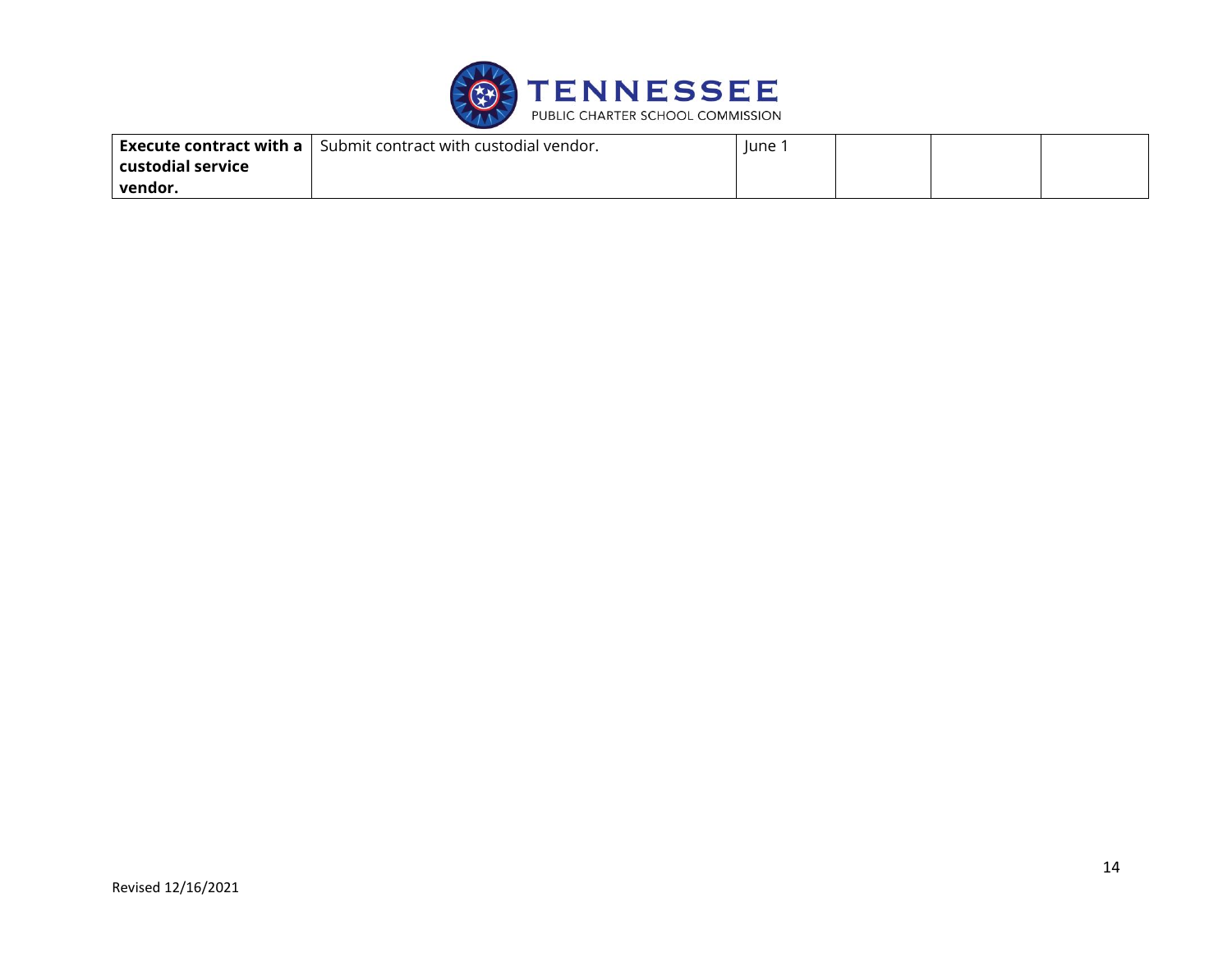| | | | | | |
|---|---|---|---|---|---|
| **Execute contract with a custodial service vendor.** | Submit contract with custodial vendor. | June 1 | | | |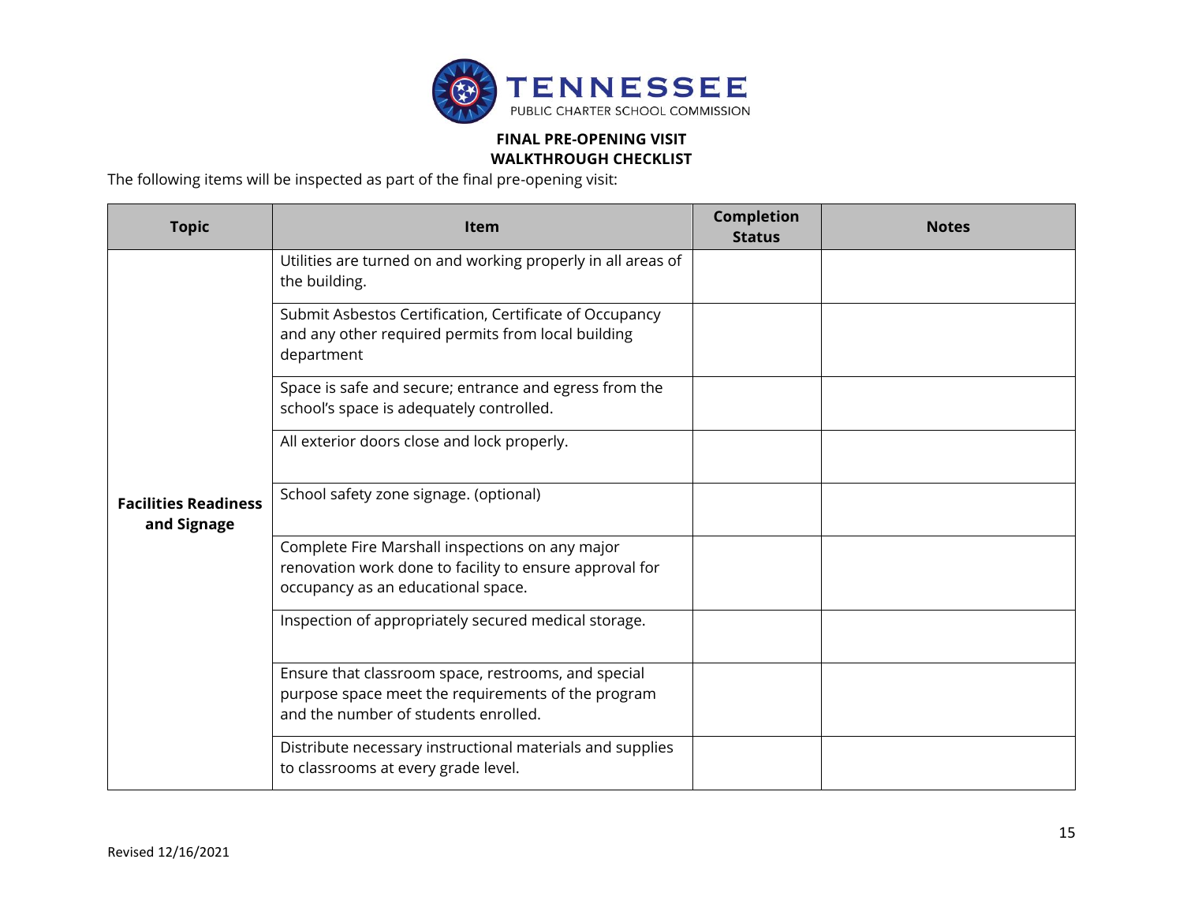**TENNESSEE**
PUBLIC CHARTER SCHOOL COMMISSION

## FINAL PRE-OPENING VISIT WALKTHROUGH CHECKLIST

The following items will be inspected as part of the final pre-opening visit:

| Topic | Item | Completion Status | Notes |
|---|---|---|---|
| **Facilities Readiness and Signage** | Utilities are turned on and working properly in all areas of the building. | | |
| | Submit Asbestos Certification, Certificate of Occupancy and any other required permits from local building department | | |
| | Space is safe and secure; entrance and egress from the school's space is adequately controlled. | | |
| | All exterior doors close and lock properly. | | |
| | School safety zone signage. (optional) | | |
| | Complete Fire Marshall inspections on any major renovation work done to facility to ensure approval for occupancy as an educational space. | | |
| | Inspection of appropriately secured medical storage. | | |
| | Ensure that classroom space, restrooms, and special purpose space meet the requirements of the program and the number of students enrolled. | | |
| | Distribute necessary instructional materials and supplies to classrooms at every grade level. | | |

Revised 12/16/2021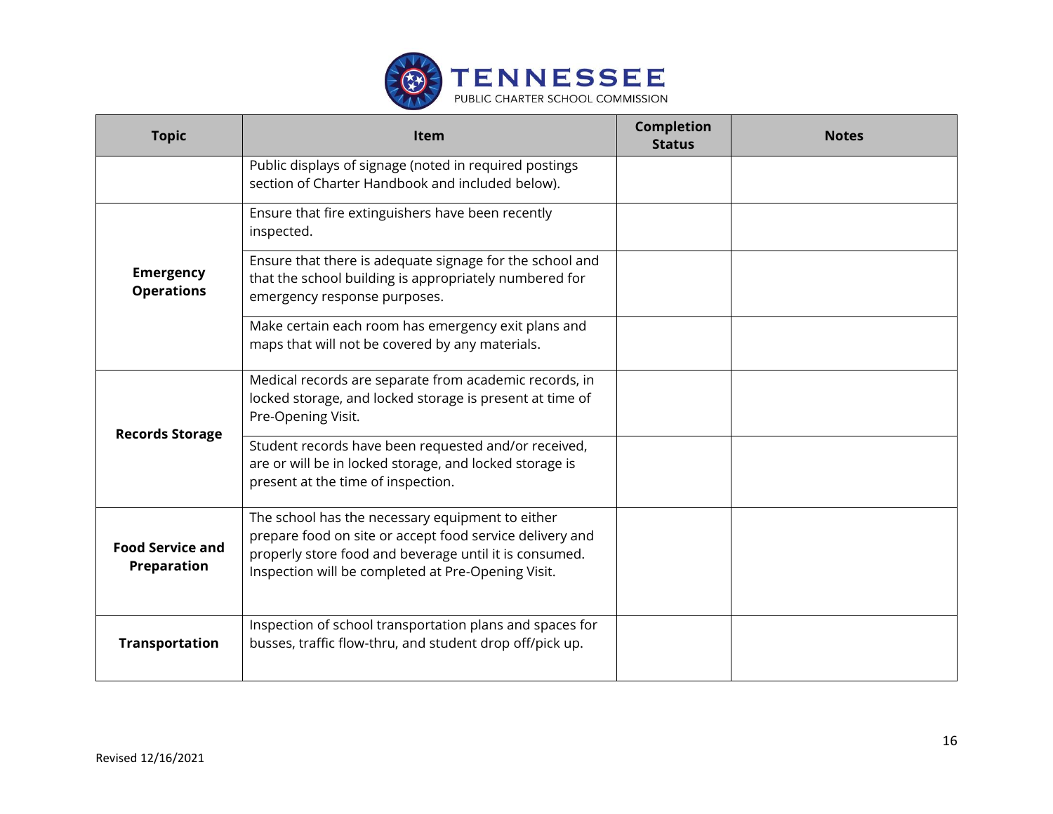| Topic | Item | Completion Status | Notes |
|---|---|---|---|
| | Public displays of signage (noted in required postings section of Charter Handbook and included below). | | |
| **Emergency Operations** | Ensure that fire extinguishers have been recently inspected. | | |
| | Ensure that there is adequate signage for the school and that the school building is appropriately numbered for emergency response purposes. | | |
| | Make certain each room has emergency exit plans and maps that will not be covered by any materials. | | |
| **Records Storage** | Medical records are separate from academic records, in locked storage, and locked storage is present at time of Pre-Opening Visit. | | |
| | Student records have been requested and/or received, are or will be in locked storage, and locked storage is present at the time of inspection. | | |
| **Food Service and Preparation** | The school has the necessary equipment to either prepare food on site or accept food service delivery and properly store food and beverage until it is consumed. Inspection will be completed at Pre-Opening Visit. | | |
| **Transportation** | Inspection of school transportation plans and spaces for busses, traffic flow-thru, and student drop off/pick up. | | |

Revised 12/16/2021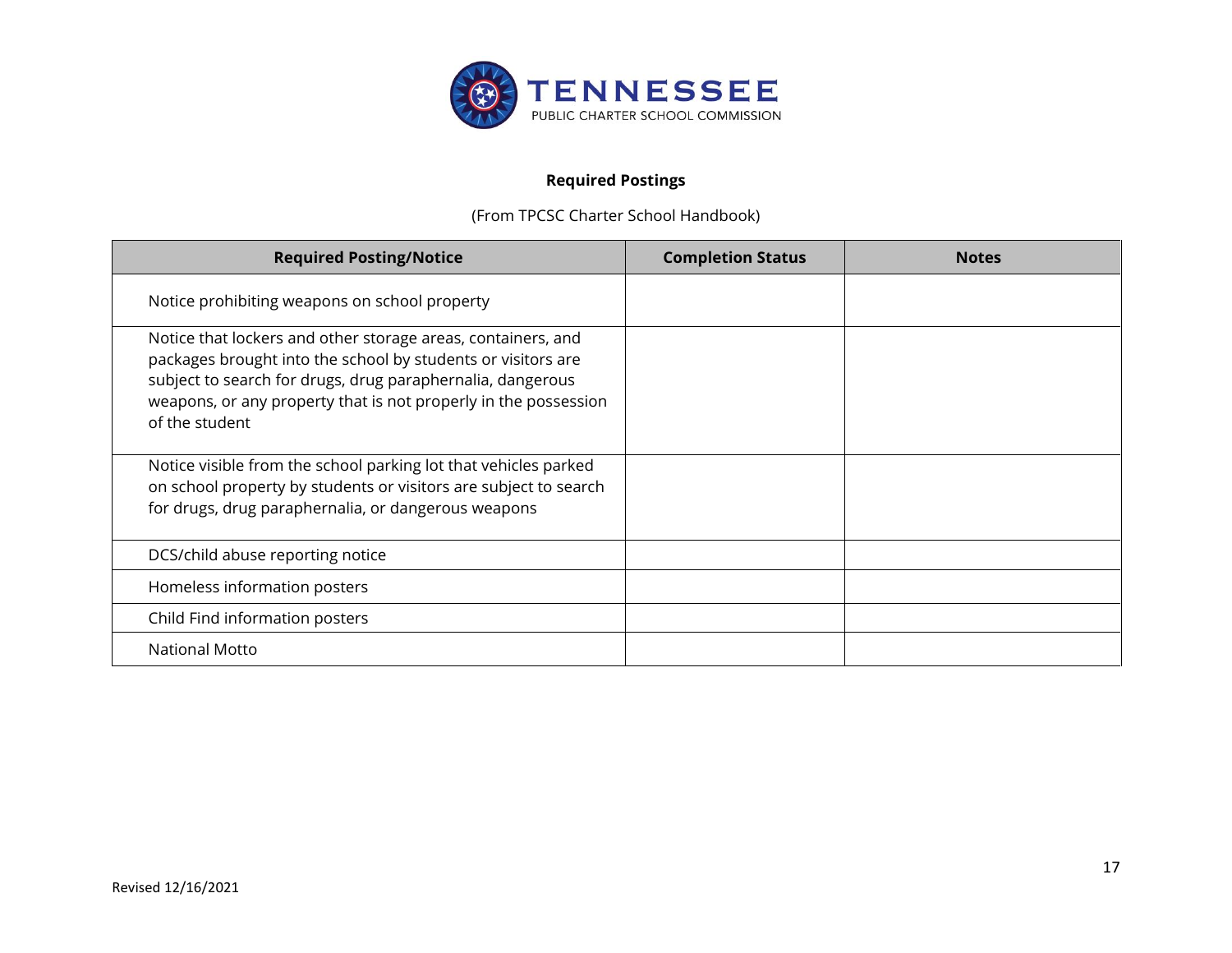## Required Postings

(From TPCSC Charter School Handbook)

| Required Posting/Notice | Completion Status | Notes |
|---|---|---|
| Notice prohibiting weapons on school property | | |
| Notice that lockers and other storage areas, containers, and packages brought into the school by students or visitors are subject to search for drugs, drug paraphernalia, dangerous weapons, or any property that is not properly in the possession of the student | | |
| Notice visible from the school parking lot that vehicles parked on school property by students or visitors are subject to search for drugs, drug paraphernalia, or dangerous weapons | | |
| DCS/child abuse reporting notice | | |
| Homeless information posters | | |
| Child Find information posters | | |
| National Motto | | |

Revised 12/16/2021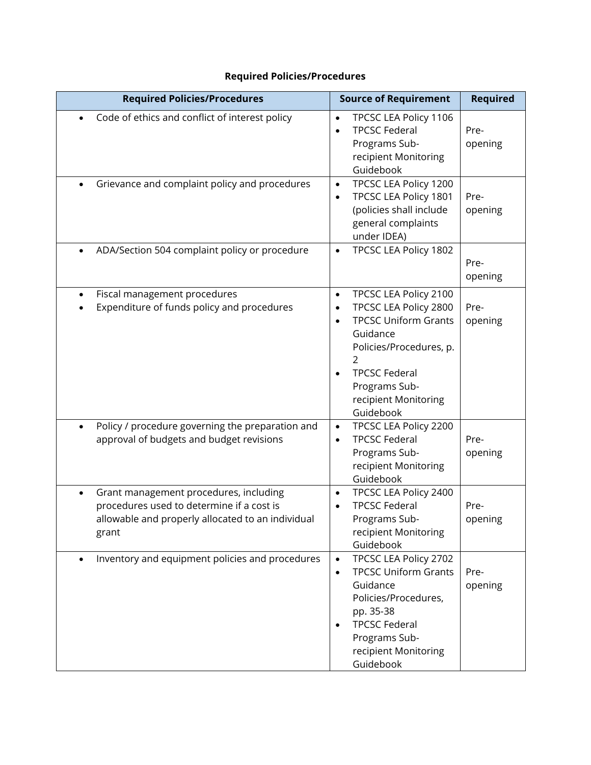**Required Policies/Procedures**

| Required Policies/Procedures | Source of Requirement | Required |
|---|---|---|
| • Code of ethics and conflict of interest policy | • TPCSC LEA Policy 1106<br>• TPCSC Federal Programs Sub-recipient Monitoring Guidebook | Pre-opening |
| • Grievance and complaint policy and procedures | • TPCSC LEA Policy 1200<br>• TPCSC LEA Policy 1801 (policies shall include general complaints under IDEA) | Pre-opening |
| • ADA/Section 504 complaint policy or procedure | • TPCSC LEA Policy 1802 | Pre-opening |
| • Fiscal management procedures<br>• Expenditure of funds policy and procedures | • TPCSC LEA Policy 2100<br>• TPCSC LEA Policy 2800<br>• TPCSC Uniform Grants Guidance Policies/Procedures, p. 2<br>• TPCSC Federal Programs Sub-recipient Monitoring Guidebook | Pre-opening |
| • Policy / procedure governing the preparation and approval of budgets and budget revisions | • TPCSC LEA Policy 2200<br>• TPCSC Federal Programs Sub-recipient Monitoring Guidebook | Pre-opening |
| • Grant management procedures, including procedures used to determine if a cost is allowable and properly allocated to an individual grant | • TPCSC LEA Policy 2400<br>• TPCSC Federal Programs Sub-recipient Monitoring Guidebook | Pre-opening |
| • Inventory and equipment policies and procedures | • TPCSC LEA Policy 2702<br>• TPCSC Uniform Grants Guidance Policies/Procedures, pp. 35-38<br>• TPCSC Federal Programs Sub-recipient Monitoring Guidebook | Pre-opening |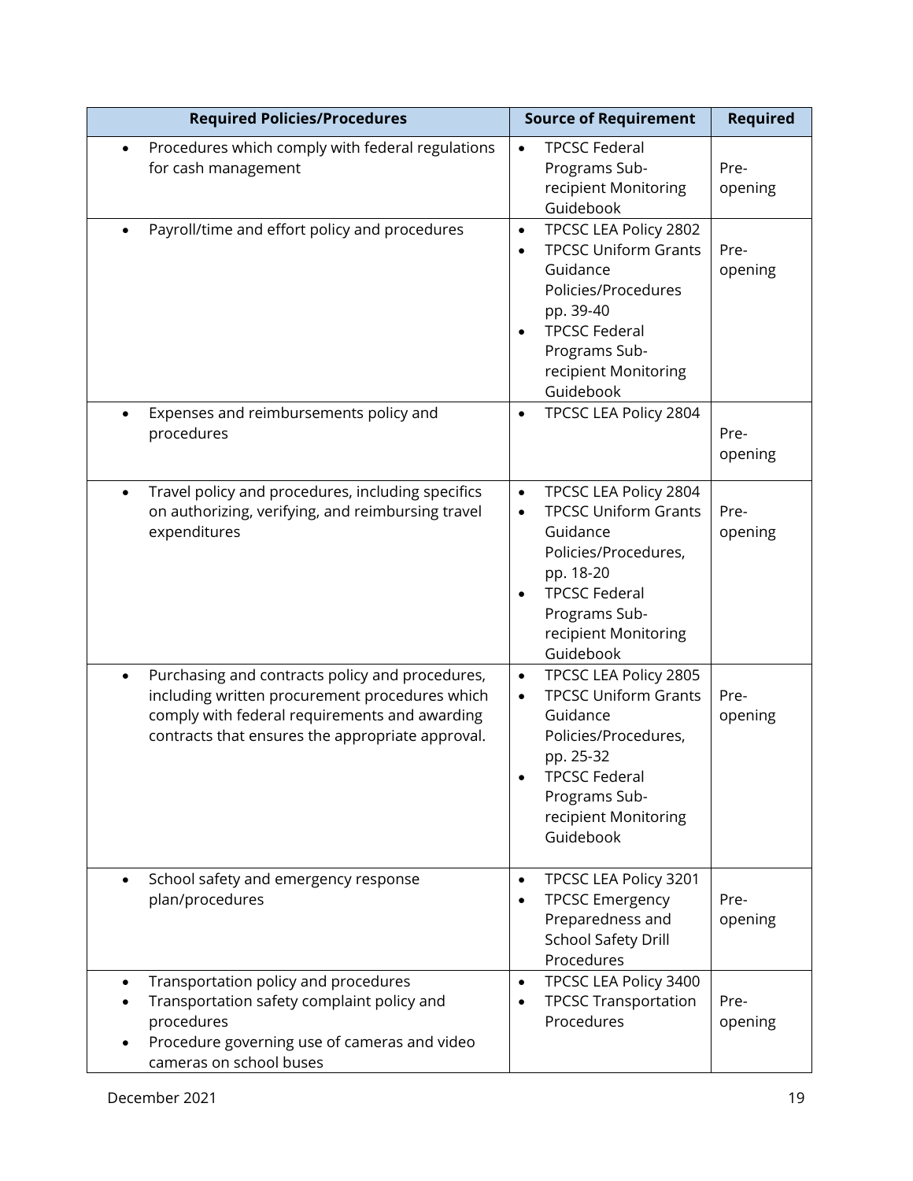| Required Policies/Procedures | Source of Requirement | Required |
| --- | --- | --- |
| • Procedures which comply with federal regulations for cash management | • TPCSC Federal Programs Sub-recipient Monitoring Guidebook | Pre-opening |
| • Payroll/time and effort policy and procedures | • TPCSC LEA Policy 2802<br>• TPCSC Uniform Grants Guidance Policies/Procedures pp. 39-40<br>• TPCSC Federal Programs Sub-recipient Monitoring Guidebook | Pre-opening |
| • Expenses and reimbursements policy and procedures | • TPCSC LEA Policy 2804 | Pre-opening |
| • Travel policy and procedures, including specifics on authorizing, verifying, and reimbursing travel expenditures | • TPCSC LEA Policy 2804<br>• TPCSC Uniform Grants Guidance Policies/Procedures, pp. 18-20<br>• TPCSC Federal Programs Sub-recipient Monitoring Guidebook | Pre-opening |
| • Purchasing and contracts policy and procedures, including written procurement procedures which comply with federal requirements and awarding contracts that ensures the appropriate approval. | • TPCSC LEA Policy 2805<br>• TPCSC Uniform Grants Guidance Policies/Procedures, pp. 25-32<br>• TPCSC Federal Programs Sub-recipient Monitoring Guidebook | Pre-opening |
| • School safety and emergency response plan/procedures | • TPCSC LEA Policy 3201<br>• TPCSC Emergency Preparedness and School Safety Drill Procedures | Pre-opening |
| • Transportation policy and procedures<br>• Transportation safety complaint policy and procedures<br>• Procedure governing use of cameras and video cameras on school buses | • TPCSC LEA Policy 3400<br>• TPCSC Transportation Procedures | Pre-opening |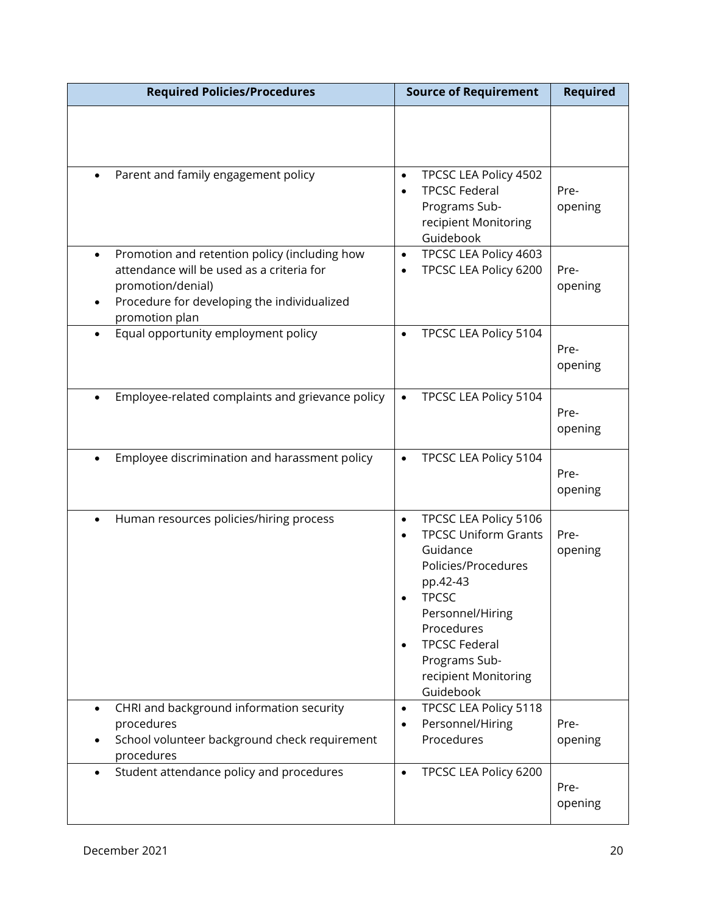| Required Policies/Procedures | Source of Requirement | Required |
|---|---|---|
| | | |
| • Parent and family engagement policy | • TPCSC LEA Policy 4502<br>• TPCSC Federal Programs Sub-recipient Monitoring Guidebook | Pre-opening |
| • Promotion and retention policy (including how attendance will be used as a criteria for promotion/denial)<br>• Procedure for developing the individualized promotion plan | • TPCSC LEA Policy 4603<br>• TPCSC LEA Policy 6200 | Pre-opening |
| • Equal opportunity employment policy | • TPCSC LEA Policy 5104 | Pre-opening |
| • Employee-related complaints and grievance policy | • TPCSC LEA Policy 5104 | Pre-opening |
| • Employee discrimination and harassment policy | • TPCSC LEA Policy 5104 | Pre-opening |
| • Human resources policies/hiring process | • TPCSC LEA Policy 5106<br>• TPCSC Uniform Grants Guidance Policies/Procedures pp.42-43<br>• TPCSC Personnel/Hiring Procedures<br>• TPCSC Federal Programs Sub-recipient Monitoring Guidebook | Pre-opening |
| • CHRI and background information security procedures<br>• School volunteer background check requirement procedures | • TPCSC LEA Policy 5118<br>• Personnel/Hiring Procedures | Pre-opening |
| • Student attendance policy and procedures | • TPCSC LEA Policy 6200 | Pre-opening |

December 2021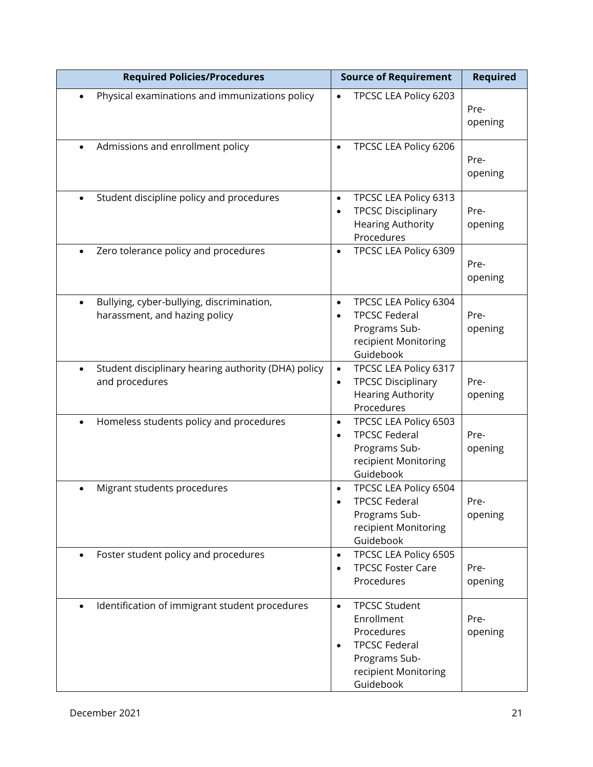| Required Policies/Procedures | Source of Requirement | Required |
| --- | --- | --- |
| • Physical examinations and immunizations policy | • TPCSC LEA Policy 6203 | Pre-opening |
| • Admissions and enrollment policy | • TPCSC LEA Policy 6206 | Pre-opening |
| • Student discipline policy and procedures | • TPCSC LEA Policy 6313<br>• TPCSC Disciplinary Hearing Authority Procedures | Pre-opening |
| • Zero tolerance policy and procedures | • TPCSC LEA Policy 6309 | Pre-opening |
| • Bullying, cyber-bullying, discrimination, harassment, and hazing policy | • TPCSC LEA Policy 6304<br>• TPCSC Federal Programs Sub-recipient Monitoring Guidebook | Pre-opening |
| • Student disciplinary hearing authority (DHA) policy and procedures | • TPCSC LEA Policy 6317<br>• TPCSC Disciplinary Hearing Authority Procedures | Pre-opening |
| • Homeless students policy and procedures | • TPCSC LEA Policy 6503<br>• TPCSC Federal Programs Sub-recipient Monitoring Guidebook | Pre-opening |
| • Migrant students procedures | • TPCSC LEA Policy 6504<br>• TPCSC Federal Programs Sub-recipient Monitoring Guidebook | Pre-opening |
| • Foster student policy and procedures | • TPCSC LEA Policy 6505<br>• TPCSC Foster Care Procedures | Pre-opening |
| • Identification of immigrant student procedures | • TPCSC Student Enrollment Procedures<br>• TPCSC Federal Programs Sub-recipient Monitoring Guidebook | Pre-opening |

December 2021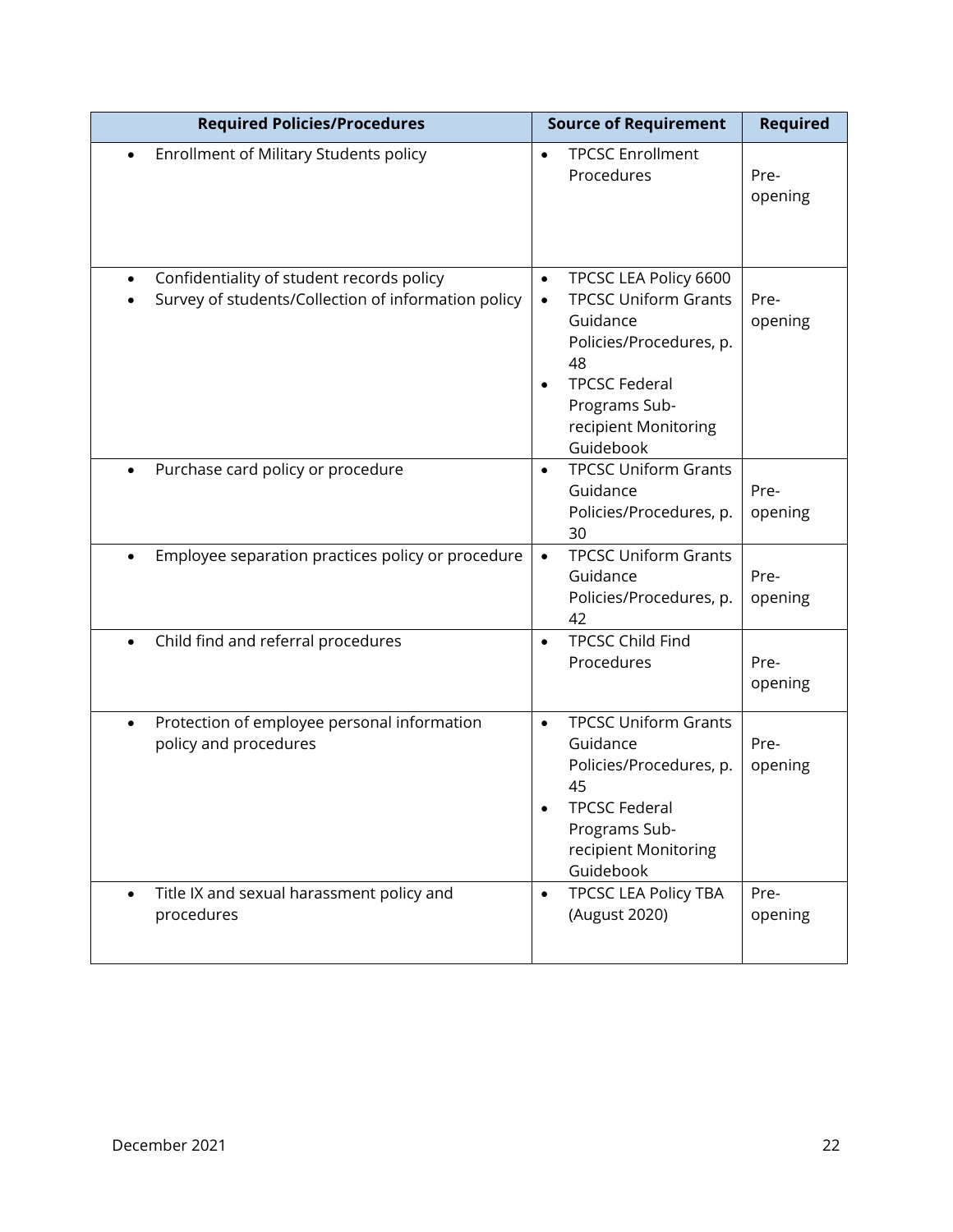| Required Policies/Procedures | Source of Requirement | Required |
|---|---|---|
| • Enrollment of Military Students policy | • TPCSC Enrollment Procedures | Pre-opening |
| • Confidentiality of student records policy<br>• Survey of students/Collection of information policy | • TPCSC LEA Policy 6600<br>• TPCSC Uniform Grants Guidance Policies/Procedures, p. 48<br>• TPCSC Federal Programs Sub-recipient Monitoring Guidebook | Pre-opening |
| • Purchase card policy or procedure | • TPCSC Uniform Grants Guidance Policies/Procedures, p. 30 | Pre-opening |
| • Employee separation practices policy or procedure | • TPCSC Uniform Grants Guidance Policies/Procedures, p. 42 | Pre-opening |
| • Child find and referral procedures | • TPCSC Child Find Procedures | Pre-opening |
| • Protection of employee personal information policy and procedures | • TPCSC Uniform Grants Guidance Policies/Procedures, p. 45<br>• TPCSC Federal Programs Sub-recipient Monitoring Guidebook | Pre-opening |
| • Title IX and sexual harassment policy and procedures | • TPCSC LEA Policy TBA (August 2020) | Pre-opening |

December 2021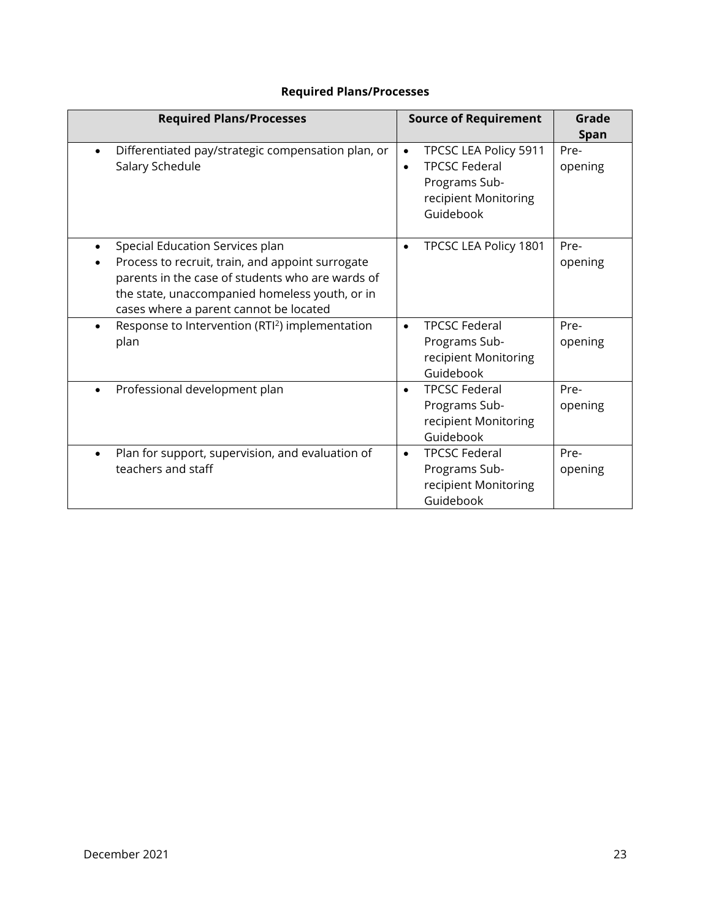**Required Plans/Processes**

| Required Plans/Processes | Source of Requirement | Grade Span |
| --- | --- | --- |
| • Differentiated pay/strategic compensation plan, or Salary Schedule | • TPCSC LEA Policy 5911<br>• TPCSC Federal Programs Sub-recipient Monitoring Guidebook | Pre-opening |
| • Special Education Services plan<br>• Process to recruit, train, and appoint surrogate parents in the case of students who are wards of the state, unaccompanied homeless youth, or in cases where a parent cannot be located | • TPCSC LEA Policy 1801 | Pre-opening |
| • Response to Intervention (RTI²) implementation plan | • TPCSC Federal Programs Sub-recipient Monitoring Guidebook | Pre-opening |
| • Professional development plan | • TPCSC Federal Programs Sub-recipient Monitoring Guidebook | Pre-opening |
| • Plan for support, supervision, and evaluation of teachers and staff | • TPCSC Federal Programs Sub-recipient Monitoring Guidebook | Pre-opening |

December 2021